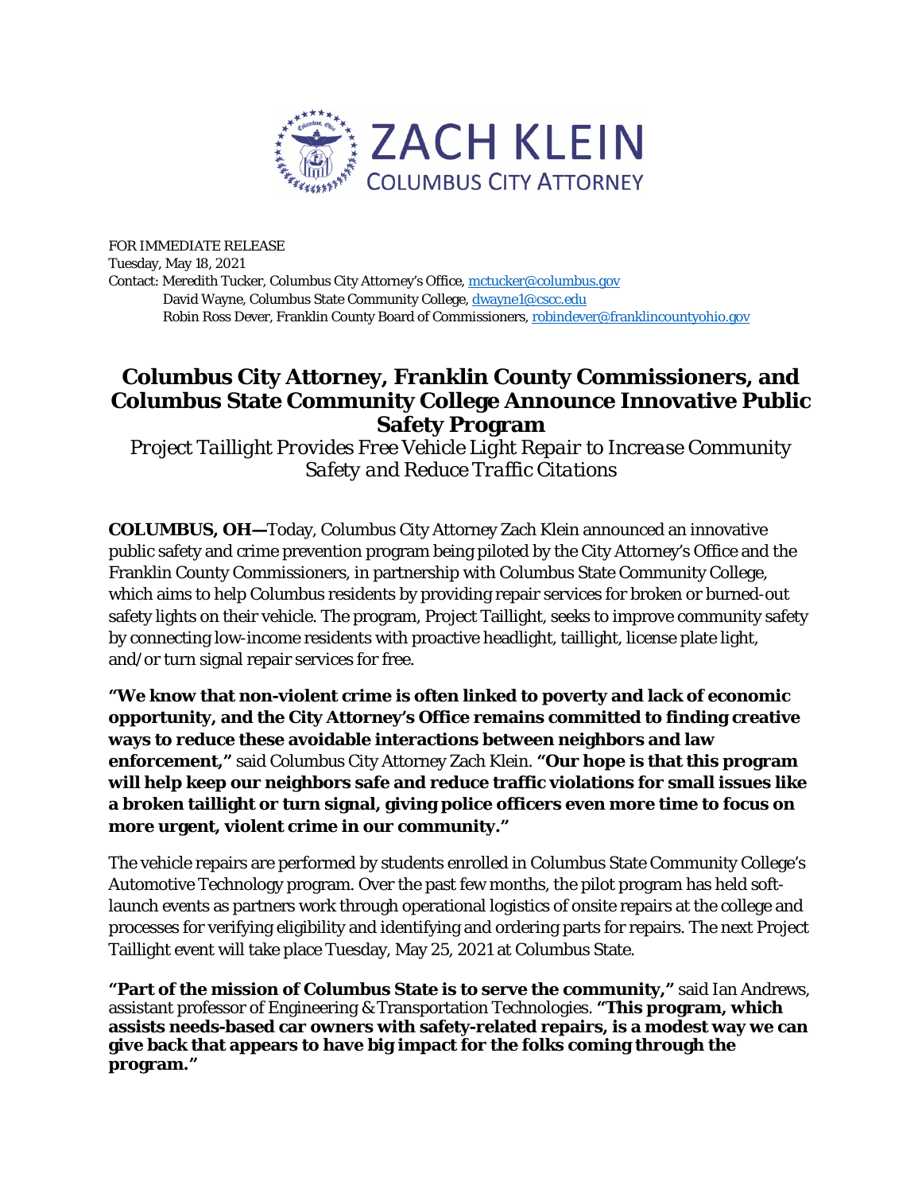# ZACH KLEIN
## COLUMBUS CITY ATTORNEY

FOR IMMEDIATE RELEASE
Tuesday, May 18, 2021
Contact: Meredith Tucker, Columbus City Attorney's Office, mctucker@columbus.gov
David Wayne, Columbus State Community College, dwayne1@cscc.edu
Robin Ross Dever, Franklin County Board of Commissioners, robindever@franklincountyohio.gov

# Columbus City Attorney, Franklin County Commissioners, and Columbus State Community College Announce Innovative Public Safety Program

*Project Taillight Provides Free Vehicle Light Repair to Increase Community Safety and Reduce Traffic Citations*

**COLUMBUS, OH—**Today, Columbus City Attorney Zach Klein announced an innovative public safety and crime prevention program being piloted by the City Attorney's Office and the Franklin County Commissioners, in partnership with Columbus State Community College, which aims to help Columbus residents by providing repair services for broken or burned-out safety lights on their vehicle. The program, Project Taillight, seeks to improve community safety by connecting low-income residents with proactive headlight, taillight, license plate light, and/or turn signal repair services for free.

**"We know that non-violent crime is often linked to poverty and lack of economic opportunity, and the City Attorney's Office remains committed to finding creative ways to reduce these avoidable interactions between neighbors and law enforcement,"** said Columbus City Attorney Zach Klein. **"Our hope is that this program will help keep our neighbors safe and reduce traffic violations for small issues like a broken taillight or turn signal, giving police officers even more time to focus on more urgent, violent crime in our community."**

The vehicle repairs are performed by students enrolled in Columbus State Community College's Automotive Technology program. Over the past few months, the pilot program has held soft-launch events as partners work through operational logistics of onsite repairs at the college and processes for verifying eligibility and identifying and ordering parts for repairs. The next Project Taillight event will take place Tuesday, May 25, 2021 at Columbus State.

**"Part of the mission of Columbus State is to serve the community,"** said Ian Andrews, assistant professor of Engineering & Transportation Technologies. **"This program, which assists needs-based car owners with safety-related repairs, is a modest way we can give back that appears to have big impact for the folks coming through the program."**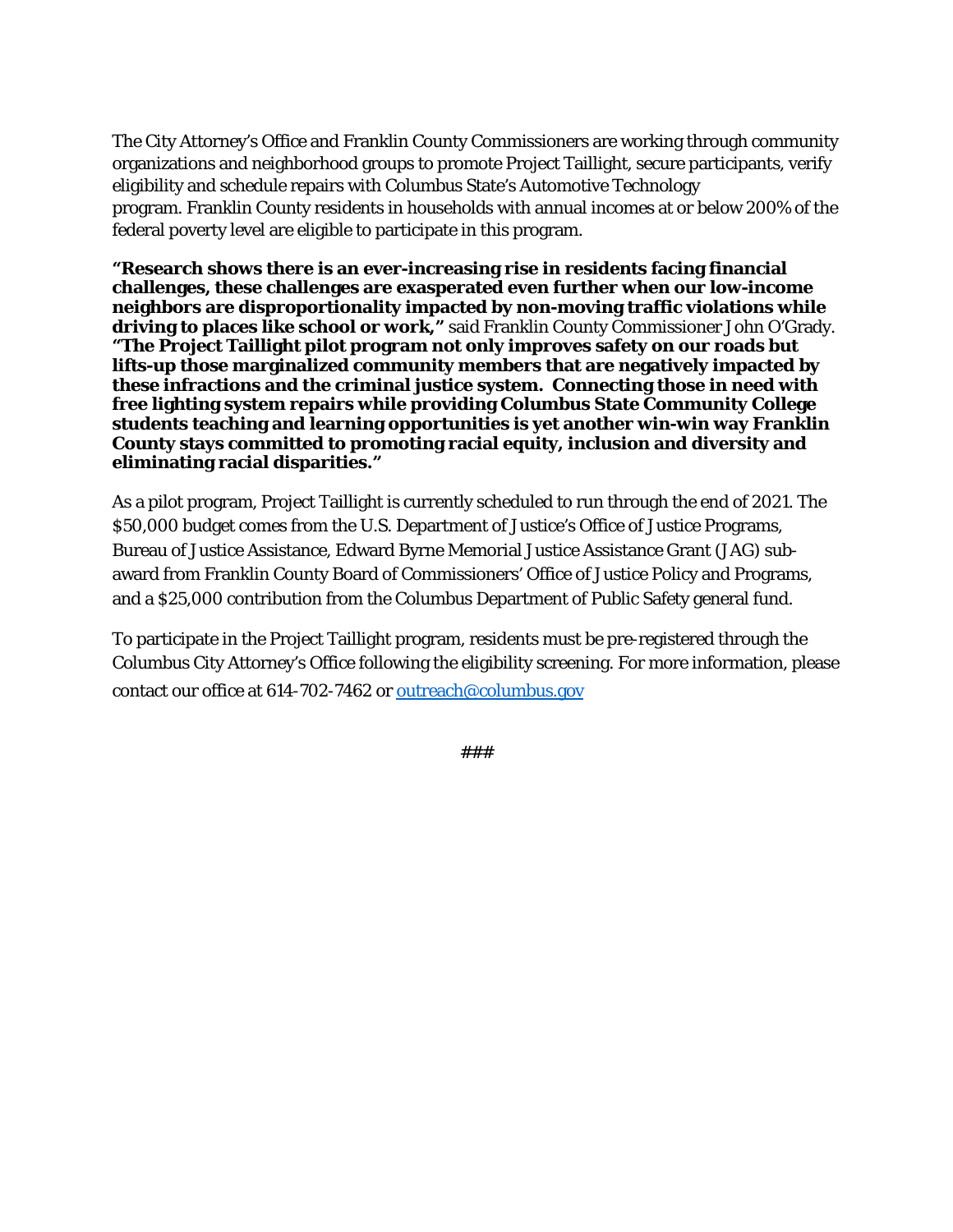The City Attorney's Office and Franklin County Commissioners are working through community organizations and neighborhood groups to promote Project Taillight, secure participants, verify eligibility and schedule repairs with Columbus State's Automotive Technology program. Franklin County residents in households with annual incomes at or below 200% of the federal poverty level are eligible to participate in this program.

**"Research shows there is an ever-increasing rise in residents facing financial challenges, these challenges are exasperated even further when our low-income neighbors are disproportionality impacted by non-moving traffic violations while driving to places like school or work,"** said Franklin County Commissioner John O'Grady. **"The Project Taillight pilot program not only improves safety on our roads but lifts-up those marginalized community members that are negatively impacted by these infractions and the criminal justice system. Connecting those in need with free lighting system repairs while providing Columbus State Community College students teaching and learning opportunities is yet another win-win way Franklin County stays committed to promoting racial equity, inclusion and diversity and eliminating racial disparities."**

As a pilot program, Project Taillight is currently scheduled to run through the end of 2021. The $50,000 budget comes from the U.S. Department of Justice's Office of Justice Programs, Bureau of Justice Assistance, Edward Byrne Memorial Justice Assistance Grant (JAG) sub-award from Franklin County Board of Commissioners' Office of Justice Policy and Programs, and a $25,000 contribution from the Columbus Department of Public Safety general fund.

To participate in the Project Taillight program, residents must be pre-registered through the Columbus City Attorney's Office following the eligibility screening. For more information, please contact our office at 614-702-7462 or outreach@columbus.gov

###